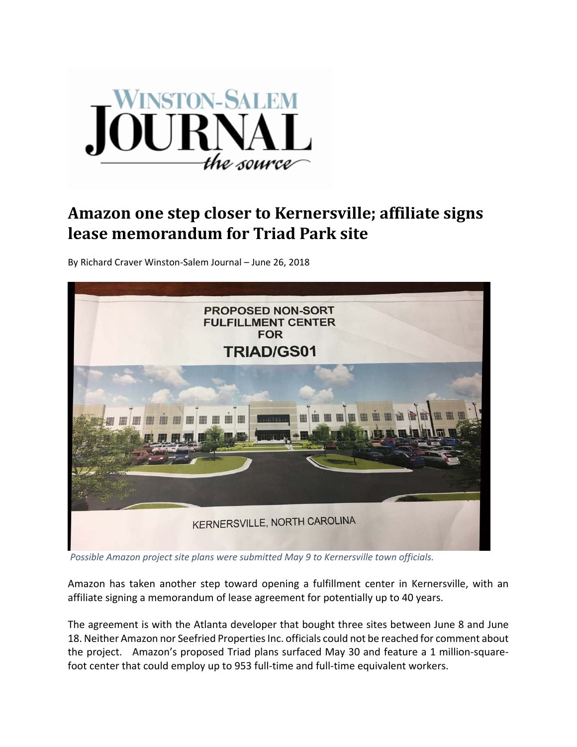# Amazon one step closer to Kernersville; affiliate signs lease memorandum for Triad Park site

By Richard Craver Winston-Salem Journal – June 26, 2018

*Possible Amazon project site plans were submitted May 9 to Kernersville town officials.*

Amazon has taken another step toward opening a fulfillment center in Kernersville, with an affiliate signing a memorandum of lease agreement for potentially up to 40 years.

The agreement is with the Atlanta developer that bought three sites between June 8 and June 18. Neither Amazon nor Seefried Properties Inc. officials could not be reached for comment about the project. Amazon's proposed Triad plans surfaced May 30 and feature a 1 million-square-foot center that could employ up to 953 full-time and full-time equivalent workers.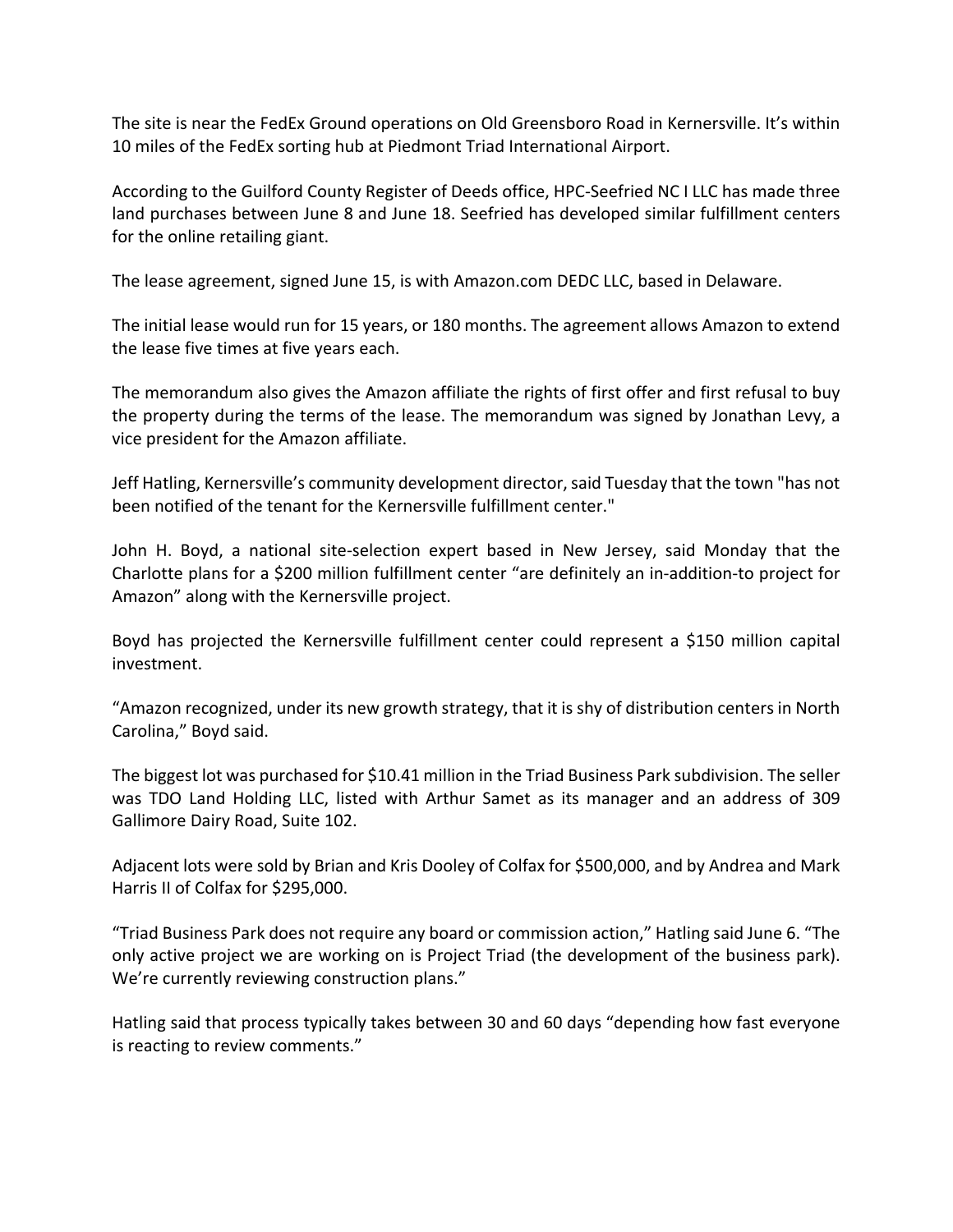The site is near the FedEx Ground operations on Old Greensboro Road in Kernersville. It's within 10 miles of the FedEx sorting hub at Piedmont Triad International Airport.

According to the Guilford County Register of Deeds office, HPC-Seefried NC I LLC has made three land purchases between June 8 and June 18. Seefried has developed similar fulfillment centers for the online retailing giant.

The lease agreement, signed June 15, is with Amazon.com DEDC LLC, based in Delaware.

The initial lease would run for 15 years, or 180 months. The agreement allows Amazon to extend the lease five times at five years each.

The memorandum also gives the Amazon affiliate the rights of first offer and first refusal to buy the property during the terms of the lease. The memorandum was signed by Jonathan Levy, a vice president for the Amazon affiliate.

Jeff Hatling, Kernersville's community development director, said Tuesday that the town "has not been notified of the tenant for the Kernersville fulfillment center."

John H. Boyd, a national site-selection expert based in New Jersey, said Monday that the Charlotte plans for a $200 million fulfillment center "are definitely an in-addition-to project for Amazon" along with the Kernersville project.

Boyd has projected the Kernersville fulfillment center could represent a $150 million capital investment.

"Amazon recognized, under its new growth strategy, that it is shy of distribution centers in North Carolina," Boyd said.

The biggest lot was purchased for $10.41 million in the Triad Business Park subdivision. The seller was TDO Land Holding LLC, listed with Arthur Samet as its manager and an address of 309 Gallimore Dairy Road, Suite 102.

Adjacent lots were sold by Brian and Kris Dooley of Colfax for $500,000, and by Andrea and Mark Harris II of Colfax for $295,000.

"Triad Business Park does not require any board or commission action," Hatling said June 6. "The only active project we are working on is Project Triad (the development of the business park). We're currently reviewing construction plans."

Hatling said that process typically takes between 30 and 60 days "depending how fast everyone is reacting to review comments."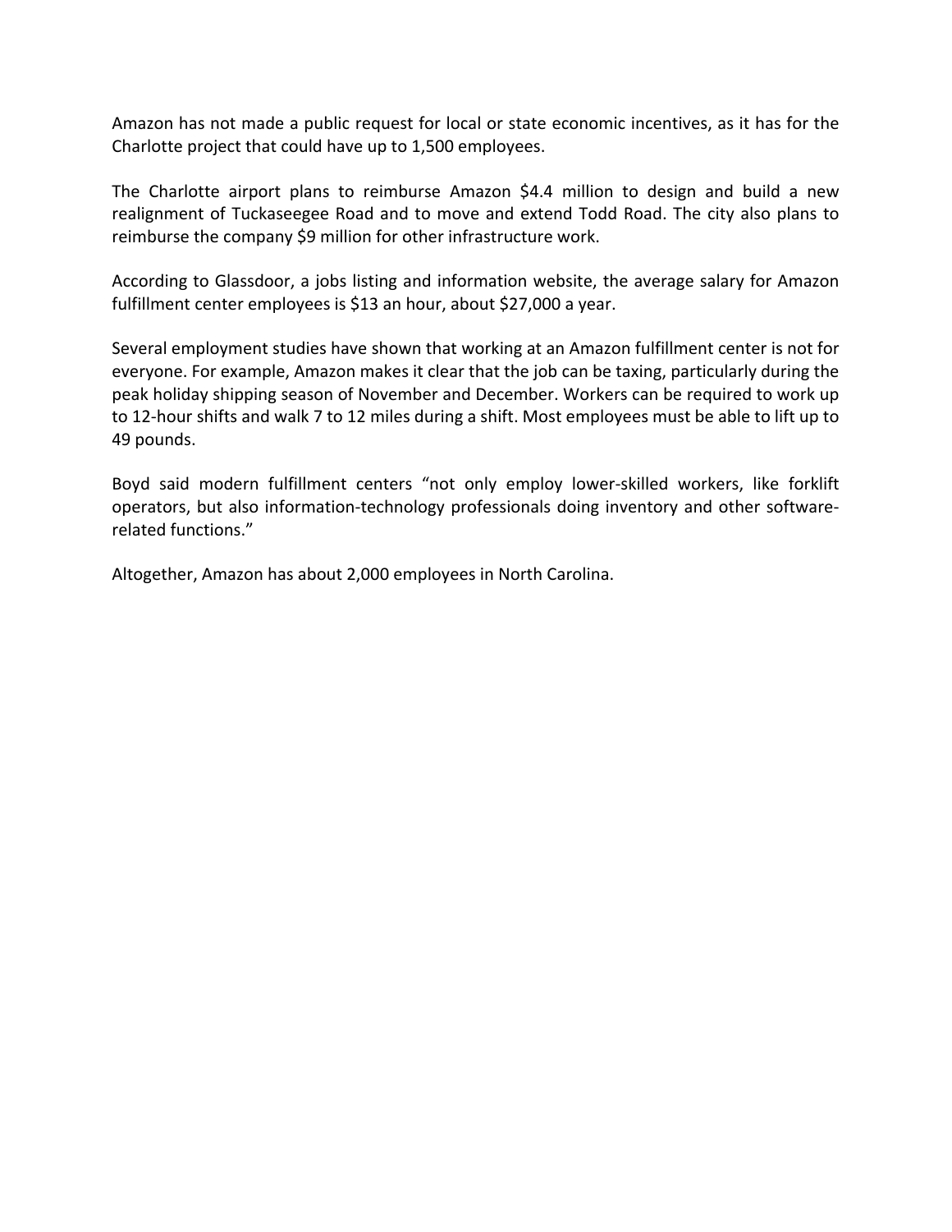Amazon has not made a public request for local or state economic incentives, as it has for the Charlotte project that could have up to 1,500 employees.

The Charlotte airport plans to reimburse Amazon $4.4 million to design and build a new realignment of Tuckaseegee Road and to move and extend Todd Road. The city also plans to reimburse the company $9 million for other infrastructure work.

According to Glassdoor, a jobs listing and information website, the average salary for Amazon fulfillment center employees is $13 an hour, about $27,000 a year.

Several employment studies have shown that working at an Amazon fulfillment center is not for everyone. For example, Amazon makes it clear that the job can be taxing, particularly during the peak holiday shipping season of November and December. Workers can be required to work up to 12-hour shifts and walk 7 to 12 miles during a shift. Most employees must be able to lift up to 49 pounds.

Boyd said modern fulfillment centers "not only employ lower-skilled workers, like forklift operators, but also information-technology professionals doing inventory and other software-related functions."

Altogether, Amazon has about 2,000 employees in North Carolina.